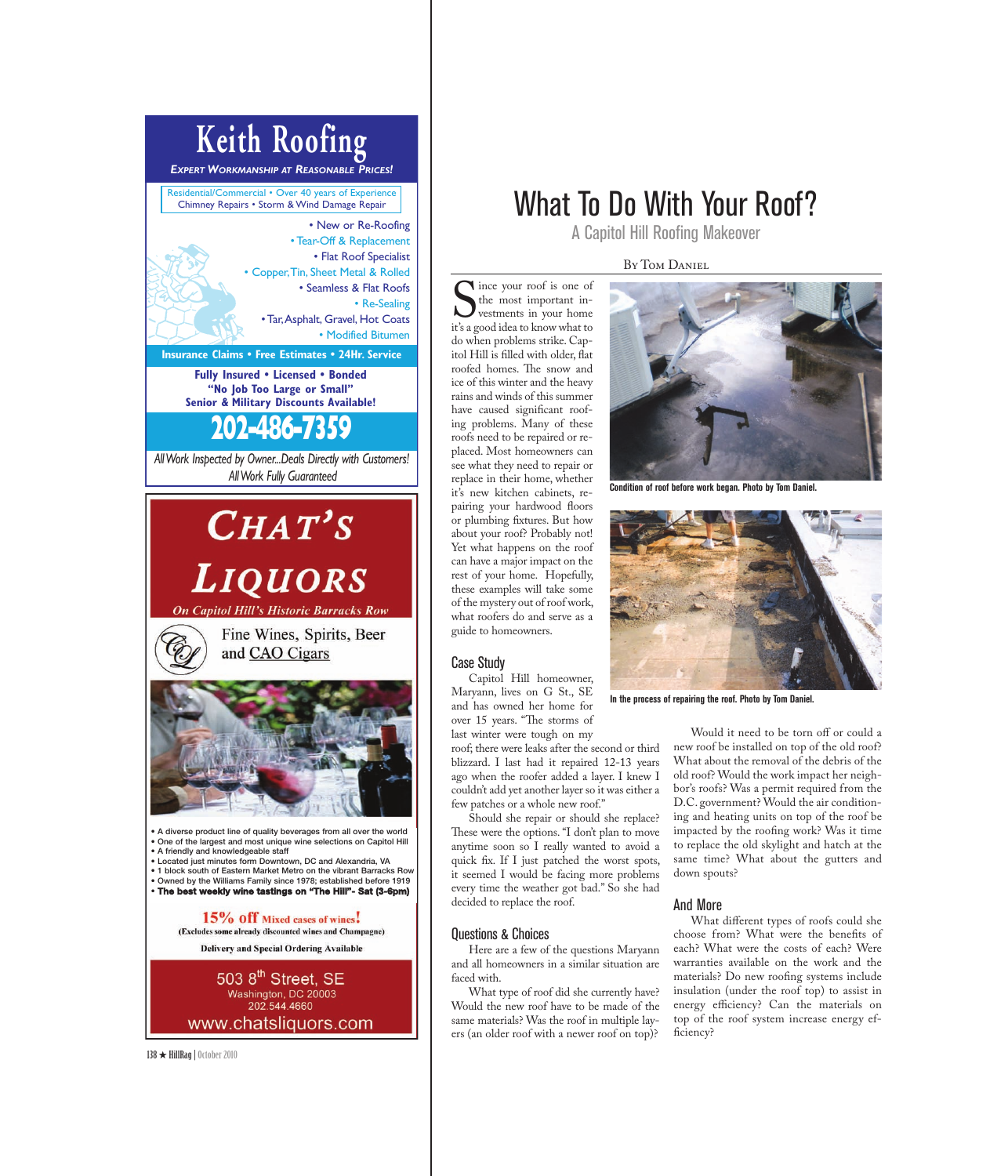## Keith Roofing

*EXPERT WORKMANSHIP AT REASONABLE PRICES!*

Residential/Commercial • Over 40 years of Experience
Chimney Repairs • Storm & Wind Damage Repair

- New or Re-Roofing
- Tear-Off & Replacement
- Flat Roof Specialist
- Copper, Tin, Sheet Metal & Rolled
- Seamless & Flat Roofs
- Re-Sealing
- Tar, Asphalt, Gravel, Hot Coats
- Modified Bitumen

**Insurance Claims • Free Estimates • 24Hr. Service**

**Fully Insured • Licensed • Bonded**
**"No Job Too Large or Small"**
**Senior & Military Discounts Available!**

## 202-486-7359

*All Work Inspected by Owner...Deals Directly with Customers!*
*All Work Fully Guaranteed*

## CHAT'S LIQUORS

*On Capitol Hill's Historic Barracks Row*

Fine Wines, Spirits, Beer and CAO Cigars

- A diverse product line of quality beverages from all over the world
- One of the largest and most unique wine selections on Capitol Hill
- A friendly and knowledgeable staff
- Located just minutes form Downtown, DC and Alexandria, VA
- 1 block south of Eastern Market Metro on the vibrant Barracks Row
- Owned by the Williams Family since 1978; established before 1919
- **The best weekly wine tastings on "The Hill"- Sat (3-6pm)**

**15% off Mixed cases of wines!**
(Excludes some already discounted wines and Champagne)

Delivery and Special Ordering Available

503 8th Street, SE
Washington, DC 20003
202.544.4660
www.chatsliquors.com

# What To Do With Your Roof?

## A Capitol Hill Roofing Makeover

By Tom Daniel

Since your roof is one of the most important investments in your home it's a good idea to know what to do when problems strike. Capitol Hill is filled with older, flat roofed homes. The snow and ice of this winter and the heavy rains and winds of this summer have caused significant roofing problems. Many of these roofs need to be repaired or replaced. Most homeowners can see what they need to repair or replace in their home, whether it's new kitchen cabinets, repairing your hardwood floors or plumbing fixtures. But how about your roof? Probably not! Yet what happens on the roof can have a major impact on the rest of your home. Hopefully, these examples will take some of the mystery out of roof work, what roofers do and serve as a guide to homeowners.

Condition of roof before work began. Photo by Tom Daniel.

In the process of repairing the roof. Photo by Tom Daniel.

### Case Study

Capitol Hill homeowner, Maryann, lives on G St., SE and has owned her home for over 15 years. "The storms of last winter were tough on my roof; there were leaks after the second or third blizzard. I last had it repaired 12-13 years ago when the roofer added a layer. I knew I couldn't add yet another layer so it was either a few patches or a whole new roof."

Should she repair or should she replace? These were the options. "I don't plan to move anytime soon so I really wanted to avoid a quick fix. If I just patched the worst spots, it seemed I would be facing more problems every time the weather got bad." So she had decided to replace the roof.

### Questions & Choices

Here are a few of the questions Maryann and all homeowners in a similar situation are faced with.

What type of roof did she currently have? Would the new roof have to be made of the same materials? Was the roof in multiple layers (an older roof with a newer roof on top)? Would it need to be torn off or could a new roof be installed on top of the old roof? What about the removal of the debris of the old roof? Would the work impact her neighbor's roofs? Was a permit required from the D.C. government? Would the air conditioning and heating units on top of the roof be impacted by the roofing work? Was it time to replace the old skylight and hatch at the same time? What about the gutters and down spouts?

### And More

What different types of roofs could she choose from? What were the benefits of each? What were the costs of each? Were warranties available on the work and the materials? Do new roofing systems include insulation (under the roof top) to assist in energy efficiency? Can the materials on top of the roof system increase energy efficiency?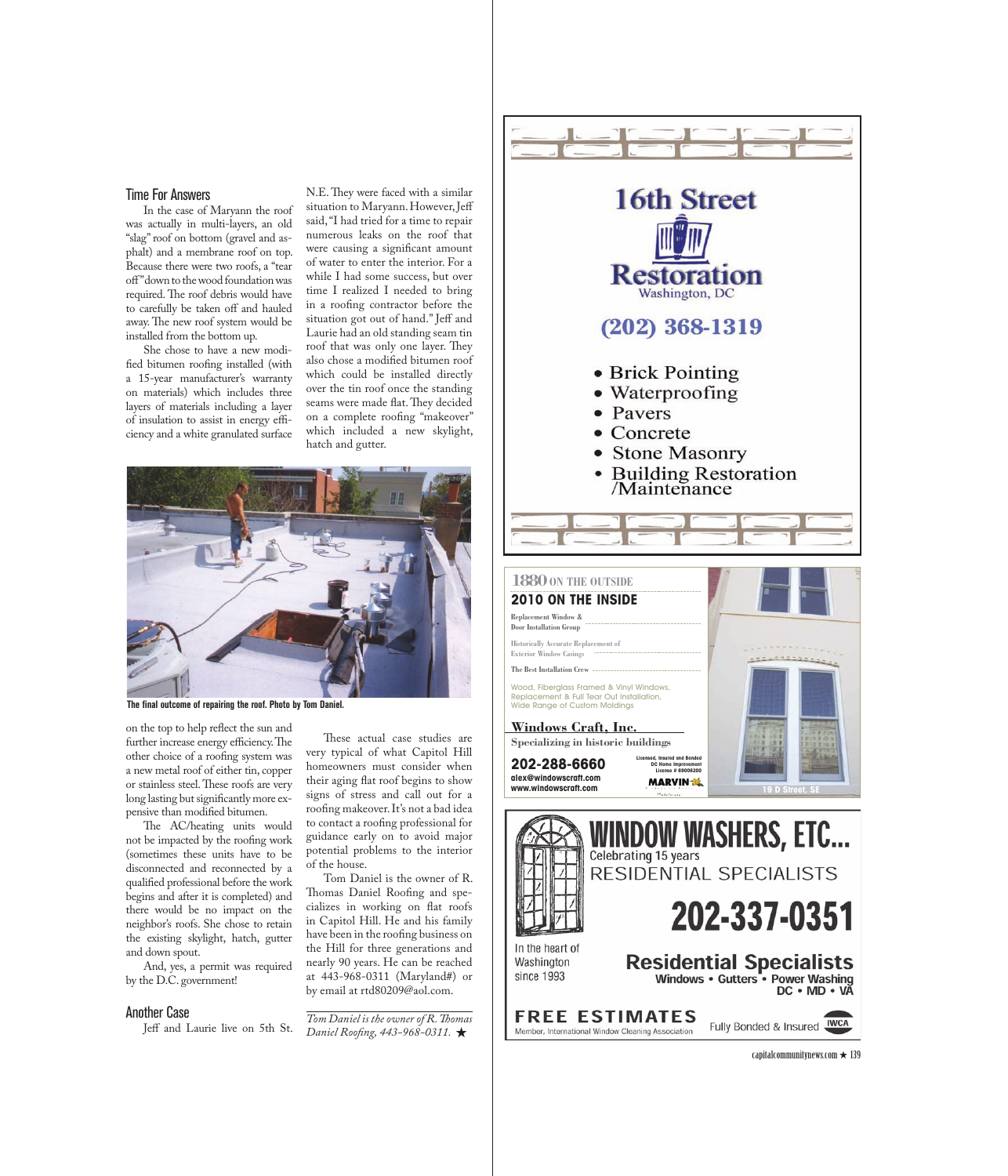## Time For Answers

In the case of Maryann the roof was actually in multi-layers, an old "slag" roof on bottom (gravel and asphalt) and a membrane roof on top. Because there were two roofs, a "tear off" down to the wood foundation was required. The roof debris would have to carefully be taken off and hauled away. The new roof system would be installed from the bottom up.

She chose to have a new modified bitumen roofing installed (with a 15-year manufacturer's warranty on materials) which includes three layers of materials including a layer of insulation to assist in energy efficiency and a white granulated surface on the top to help reflect the sun and further increase energy efficiency. The other choice of a roofing system was a new metal roof of either tin, copper or stainless steel. These roofs are very long lasting but significantly more expensive than modified bitumen.

The AC/heating units would not be impacted by the roofing work (sometimes these units have to be disconnected and reconnected by a qualified professional before the work begins and after it is completed) and there would be no impact on the neighbor's roofs. She chose to retain the existing skylight, hatch, gutter and down spout.

And, yes, a permit was required by the D.C. government!

## Another Case

Jeff and Laurie live on 5th St. N.E. They were faced with a similar situation to Maryann. However, Jeff said, "I had tried for a time to repair numerous leaks on the roof that were causing a significant amount of water to enter the interior. For a while I had some success, but over time I realized I needed to bring in a roofing contractor before the situation got out of hand." Jeff and Laurie had an old standing seam tin roof that was only one layer. They also chose a modified bitumen roof which could be installed directly over the tin roof once the standing seams were made flat. They decided on a complete roofing "makeover" which included a new skylight, hatch and gutter.

**The final outcome of repairing the roof. Photo by Tom Daniel.**

These actual case studies are very typical of what Capitol Hill homeowners must consider when their aging flat roof begins to show signs of stress and call out for a roofing makeover. It's not a bad idea to contact a roofing professional for guidance early on to avoid major potential problems to the interior of the house.

Tom Daniel is the owner of R. Thomas Daniel Roofing and specializes in working on flat roofs in Capitol Hill. He and his family have been in the roofing business on the Hill for three generations and nearly 90 years. He can be reached at 443-968-0311 (Maryland#) or by email at rtd80209@aol.com.

*Tom Daniel is the owner of R. Thomas Daniel Roofing, 443-968-0311.* ★

---

**16th Street Restoration**
Washington, DC

**(202) 368-1319**

- Brick Pointing
- Waterproofing
- Pavers
- Concrete
- Stone Masonry
- Building Restoration /Maintenance

---

**1880 ON THE OUTSIDE**
**2010 ON THE INSIDE**

Replacement Window & Door Installation Group

Historically Accurate Replacement of Exterior Window Casings

The Best Installation Crew

Wood, Fiberglass Framed & Vinyl Windows, Replacement & Full Tear Out Installation, Wide Range of Custom Moldings

**Windows Craft, Inc.**
Specializing in historic buildings

**202-288-6660**
alex@windowscraft.com
www.windowscraft.com

Licensed, Insured and Bonded
DC Home Improvement License # 69006200

MARVIN

19 D Street, SE

---

**WINDOW WASHERS, ETC...**
Celebrating 15 years
RESIDENTIAL SPECIALISTS

**202-337-0351**

In the heart of Washington since 1993

**Residential Specialists**
Windows • Gutters • Power Washing
DC • MD • VA

**FREE ESTIMATES**
Member, International Window Cleaning Association

Fully Bonded & Insured
IWCA